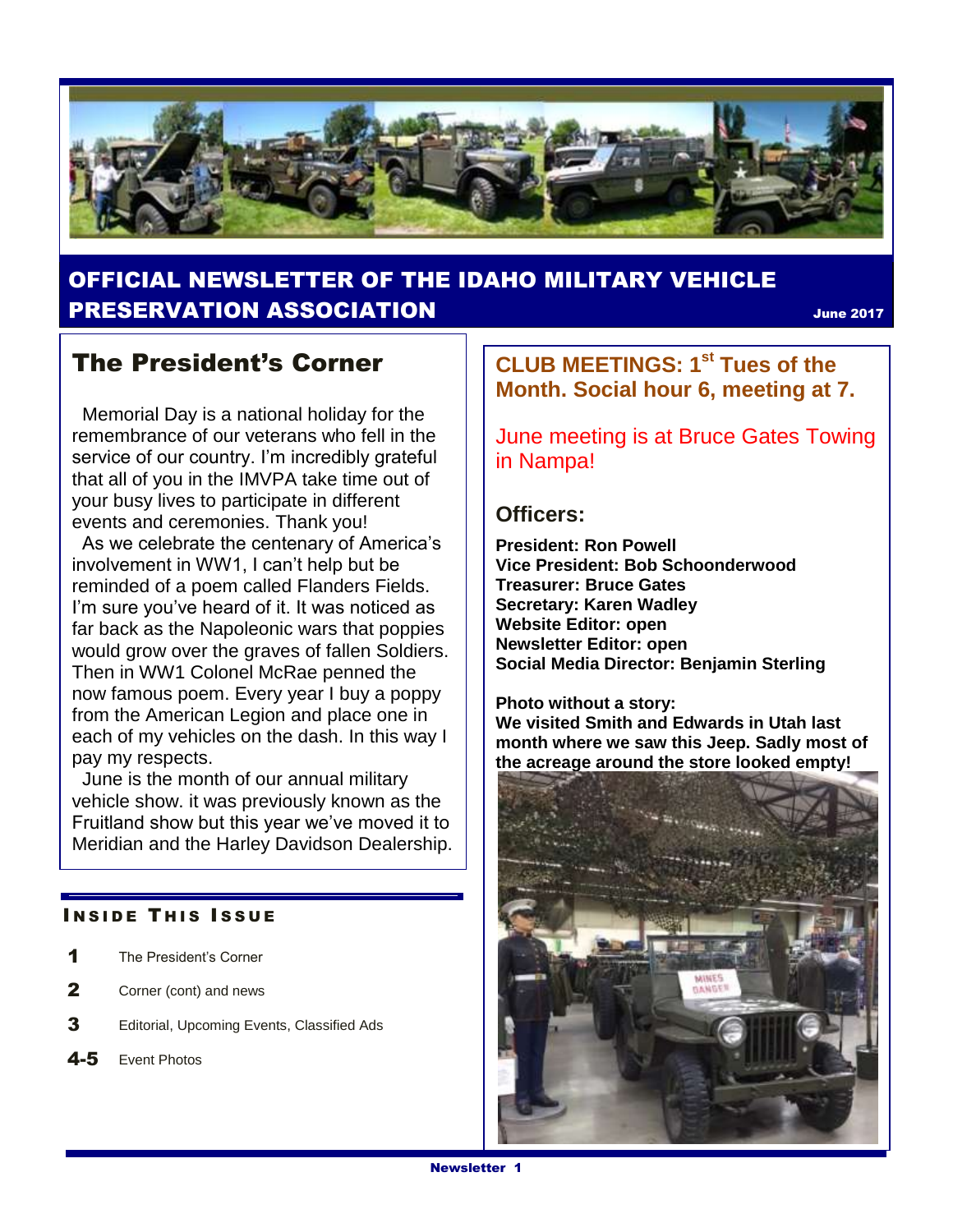# OFFICIAL NEWSLETTER OF THE IDAHO MILITARY VEHICLE PRESERVATION ASSOCIATION

June 2017

## The President's Corner

Memorial Day is a national holiday for the remembrance of our veterans who fell in the service of our country. I'm incredibly grateful that all of you in the IMVPA take time out of your busy lives to participate in different events and ceremonies. Thank you!

As we celebrate the centenary of America's involvement in WW1, I can't help but be reminded of a poem called Flanders Fields. I'm sure you've heard of it. It was noticed as far back as the Napoleonic wars that poppies would grow over the graves of fallen Soldiers. Then in WW1 Colonel McRae penned the now famous poem. Every year I buy a poppy from the American Legion and place one in each of my vehicles on the dash. In this way I pay my respects.

June is the month of our annual military vehicle show. it was previously known as the Fruitland show but this year we've moved it to Meridian and the Harley Davidson Dealership.

### INSIDE THIS ISSUE

- **1** The President's Corner
- **2** Corner (cont) and news
- **3** Editorial, Upcoming Events, Classified Ads
- **4-5** Event Photos

## CLUB MEETINGS: 1st Tues of the Month. Social hour 6, meeting at 7.

June meeting is at Bruce Gates Towing in Nampa!

### Officers:

**President: Ron Powell**
**Vice President: Bob Schoonderwood**
**Treasurer: Bruce Gates**
**Secretary: Karen Wadley**
**Website Editor: open**
**Newsletter Editor: open**
**Social Media Director: Benjamin Sterling**

**Photo without a story:**
**We visited Smith and Edwards in Utah last month where we saw this Jeep. Sadly most of the acreage around the store looked empty!**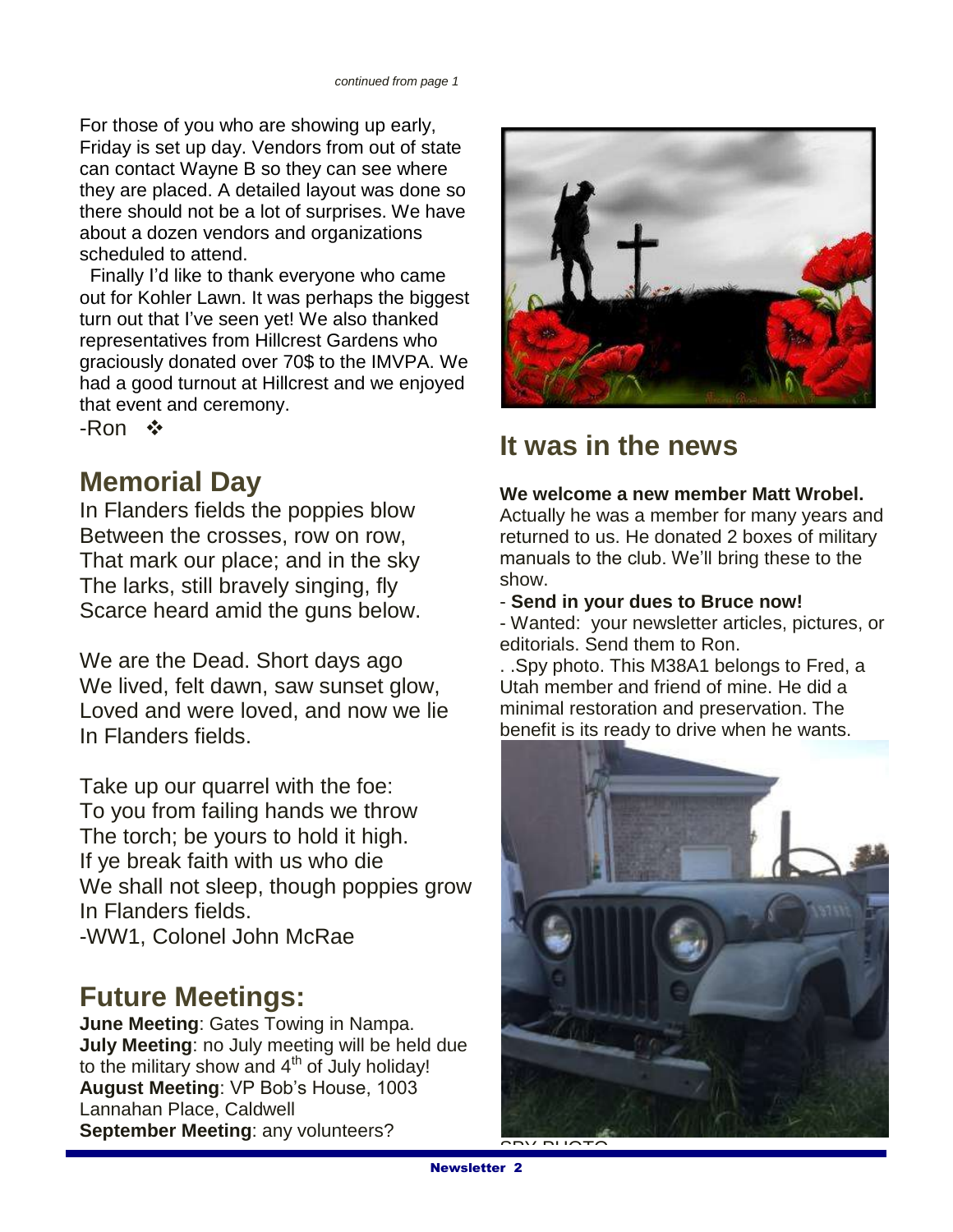*continued from page 1*

For those of you who are showing up early, Friday is set up day. Vendors from out of state can contact Wayne B so they can see where they are placed. A detailed layout was done so there should not be a lot of surprises. We have about a dozen vendors and organizations scheduled to attend.

Finally I'd like to thank everyone who came out for Kohler Lawn. It was perhaps the biggest turn out that I've seen yet! We also thanked representatives from Hillcrest Gardens who graciously donated over 70$ to the IMVPA. We had a good turnout at Hillcrest and we enjoyed that event and ceremony.

-Ron ❖

## Memorial Day

In Flanders fields the poppies blow
Between the crosses, row on row,
That mark our place; and in the sky
The larks, still bravely singing, fly
Scarce heard amid the guns below.

We are the Dead. Short days ago
We lived, felt dawn, saw sunset glow,
Loved and were loved, and now we lie
In Flanders fields.

Take up our quarrel with the foe:
To you from failing hands we throw
The torch; be yours to hold it high.
If ye break faith with us who die
We shall not sleep, though poppies grow
In Flanders fields.

-WW1, Colonel John McRae

## Future Meetings:

**June Meeting**: Gates Towing in Nampa.
**July Meeting**: no July meeting will be held due to the military show and 4th of July holiday!
**August Meeting**: VP Bob's House, 1003 Lannahan Place, Caldwell
**September Meeting**: any volunteers?

## It was in the news

**We welcome a new member Matt Wrobel.** Actually he was a member for many years and returned to us. He donated 2 boxes of military manuals to the club. We'll bring these to the show.

- **Send in your dues to Bruce now!**
- Wanted: your newsletter articles, pictures, or editorials. Send them to Ron.

. .Spy photo. This M38A1 belongs to Fred, a Utah member and friend of mine. He did a minimal restoration and preservation. The benefit is its ready to drive when he wants.

SPY PHOTO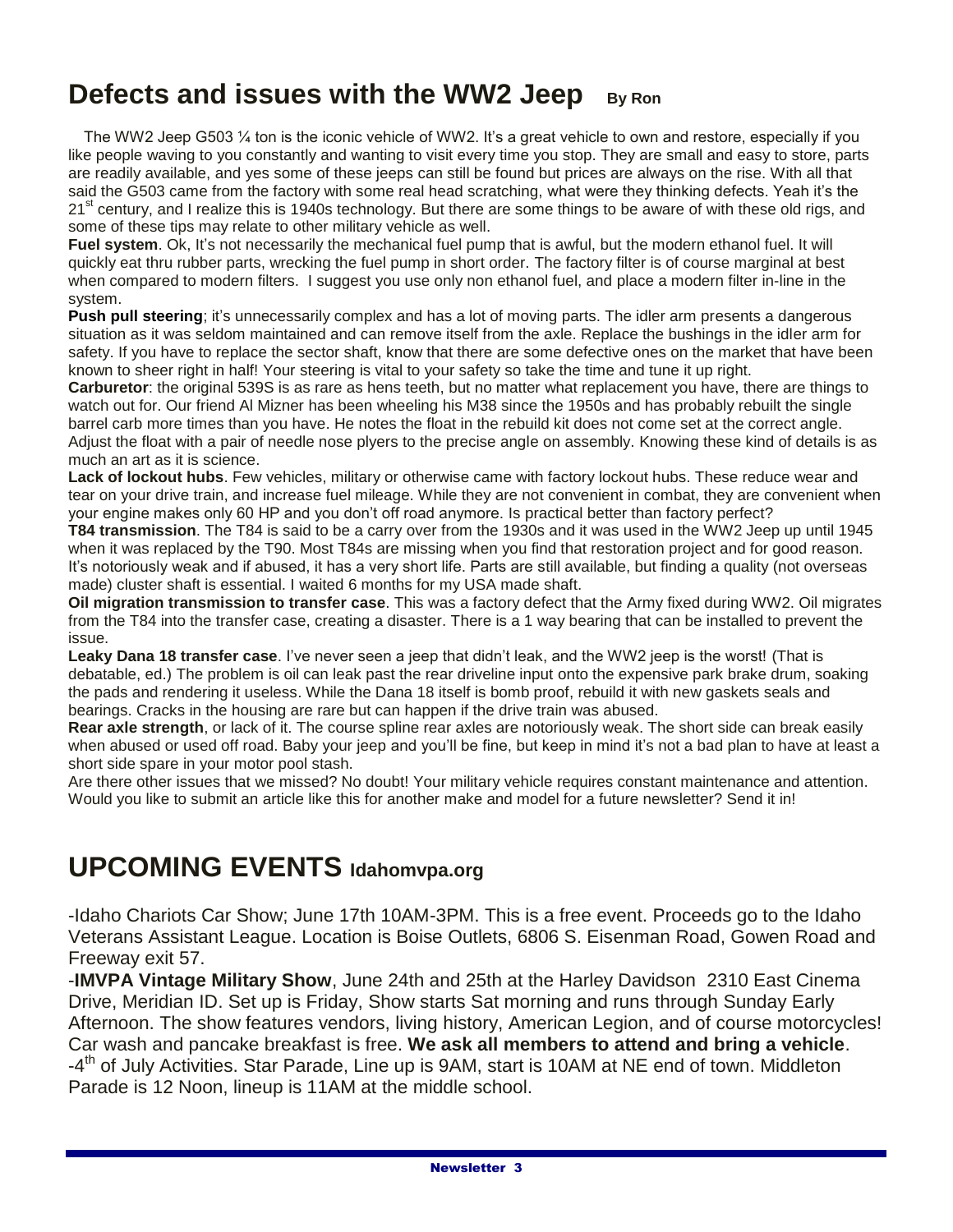# Defects and issues with the WW2 Jeep **By Ron**

The WW2 Jeep G503 ¼ ton is the iconic vehicle of WW2. It's a great vehicle to own and restore, especially if you like people waving to you constantly and wanting to visit every time you stop. They are small and easy to store, parts are readily available, and yes some of these jeeps can still be found but prices are always on the rise. With all that said the G503 came from the factory with some real head scratching, what were they thinking defects. Yeah it's the 21st century, and I realize this is 1940s technology. But there are some things to be aware of with these old rigs, and some of these tips may relate to other military vehicle as well.

**Fuel system**. Ok, It's not necessarily the mechanical fuel pump that is awful, but the modern ethanol fuel. It will quickly eat thru rubber parts, wrecking the fuel pump in short order. The factory filter is of course marginal at best when compared to modern filters. I suggest you use only non ethanol fuel, and place a modern filter in-line in the system.

**Push pull steering**; it's unnecessarily complex and has a lot of moving parts. The idler arm presents a dangerous situation as it was seldom maintained and can remove itself from the axle. Replace the bushings in the idler arm for safety. If you have to replace the sector shaft, know that there are some defective ones on the market that have been known to sheer right in half! Your steering is vital to your safety so take the time and tune it up right.

**Carburetor**: the original 539S is as rare as hens teeth, but no matter what replacement you have, there are things to watch out for. Our friend Al Mizner has been wheeling his M38 since the 1950s and has probably rebuilt the single barrel carb more times than you have. He notes the float in the rebuild kit does not come set at the correct angle. Adjust the float with a pair of needle nose plyers to the precise angle on assembly. Knowing these kind of details is as much an art as it is science.

**Lack of lockout hubs**. Few vehicles, military or otherwise came with factory lockout hubs. These reduce wear and tear on your drive train, and increase fuel mileage. While they are not convenient in combat, they are convenient when your engine makes only 60 HP and you don't off road anymore. Is practical better than factory perfect?

**T84 transmission**. The T84 is said to be a carry over from the 1930s and it was used in the WW2 Jeep up until 1945 when it was replaced by the T90. Most T84s are missing when you find that restoration project and for good reason. It's notoriously weak and if abused, it has a very short life. Parts are still available, but finding a quality (not overseas made) cluster shaft is essential. I waited 6 months for my USA made shaft.

**Oil migration transmission to transfer case**. This was a factory defect that the Army fixed during WW2. Oil migrates from the T84 into the transfer case, creating a disaster. There is a 1 way bearing that can be installed to prevent the issue.

**Leaky Dana 18 transfer case**. I've never seen a jeep that didn't leak, and the WW2 jeep is the worst! (That is debatable, ed.) The problem is oil can leak past the rear driveline input onto the expensive park brake drum, soaking the pads and rendering it useless. While the Dana 18 itself is bomb proof, rebuild it with new gaskets seals and bearings. Cracks in the housing are rare but can happen if the drive train was abused.

**Rear axle strength**, or lack of it. The course spline rear axles are notoriously weak. The short side can break easily when abused or used off road. Baby your jeep and you'll be fine, but keep in mind it's not a bad plan to have at least a short side spare in your motor pool stash.

Are there other issues that we missed? No doubt! Your military vehicle requires constant maintenance and attention. Would you like to submit an article like this for another make and model for a future newsletter? Send it in!

# UPCOMING EVENTS **Idahomvpa.org**

-Idaho Chariots Car Show; June 17th 10AM-3PM. This is a free event. Proceeds go to the Idaho Veterans Assistant League. Location is Boise Outlets, 6806 S. Eisenman Road, Gowen Road and Freeway exit 57.

-**IMVPA Vintage Military Show**, June 24th and 25th at the Harley Davidson 2310 East Cinema Drive, Meridian ID. Set up is Friday, Show starts Sat morning and runs through Sunday Early Afternoon. The show features vendors, living history, American Legion, and of course motorcycles! Car wash and pancake breakfast is free. **We ask all members to attend and bring a vehicle**.

-4th of July Activities. Star Parade, Line up is 9AM, start is 10AM at NE end of town. Middleton Parade is 12 Noon, lineup is 11AM at the middle school.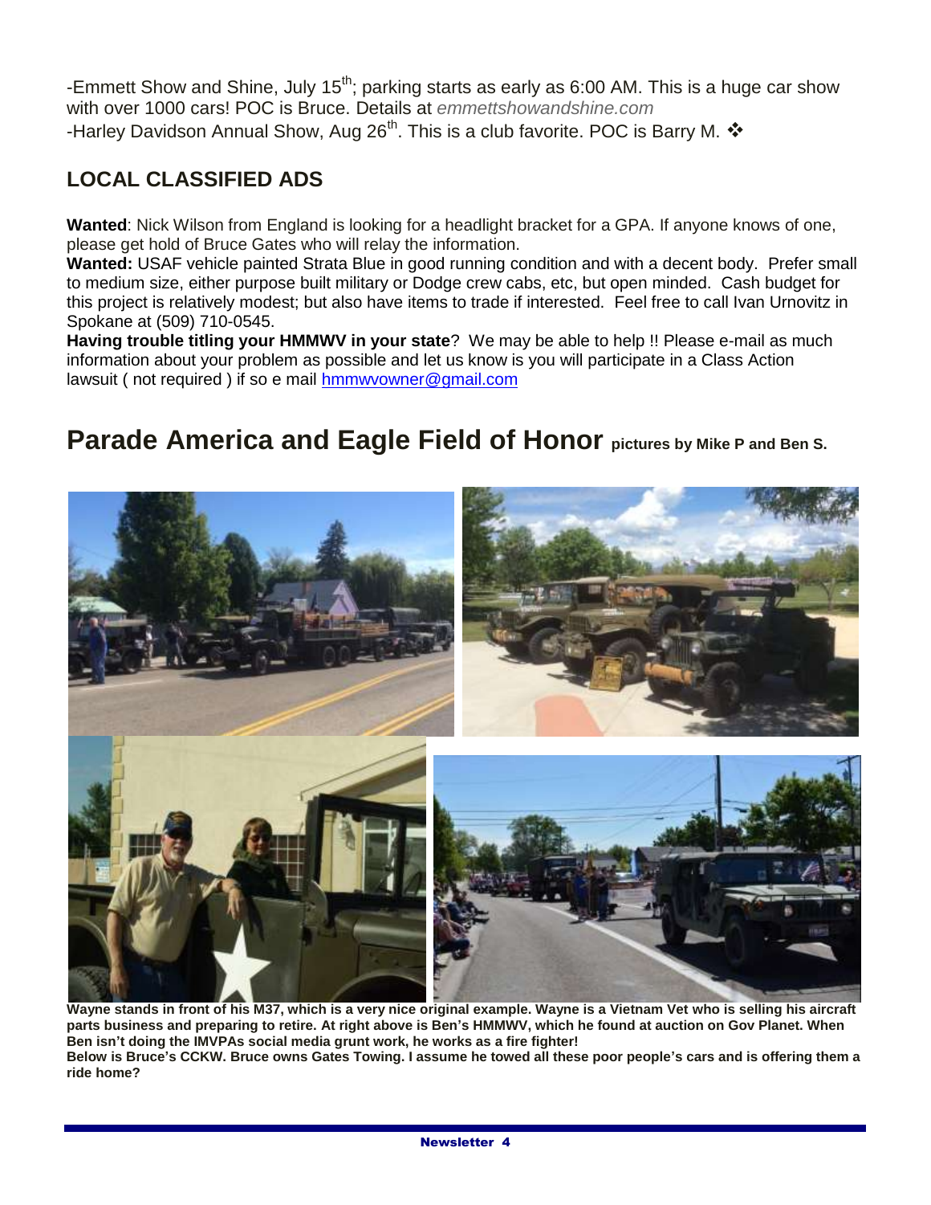-Emmett Show and Shine, July 15th; parking starts as early as 6:00 AM. This is a huge car show with over 1000 cars! POC is Bruce. Details at *emmettshowandshine.com*
-Harley Davidson Annual Show, Aug 26th. This is a club favorite. POC is Barry M. ❖

## LOCAL CLASSIFIED ADS

**Wanted**: Nick Wilson from England is looking for a headlight bracket for a GPA. If anyone knows of one, please get hold of Bruce Gates who will relay the information.
**Wanted:** USAF vehicle painted Strata Blue in good running condition and with a decent body. Prefer small to medium size, either purpose built military or Dodge crew cabs, etc, but open minded. Cash budget for this project is relatively modest; but also have items to trade if interested. Feel free to call Ivan Urnovitz in Spokane at (509) 710-0545.
**Having trouble titling your HMMWV in your state**? We may be able to help !! Please e-mail as much information about your problem as possible and let us know is you will participate in a Class Action lawsuit ( not required ) if so e mail hmmwvowner@gmail.com

# Parade America and Eagle Field of Honor pictures by Mike P and Ben S.

**Wayne stands in front of his M37, which is a very nice original example. Wayne is a Vietnam Vet who is selling his aircraft parts business and preparing to retire. At right above is Ben's HMMWV, which he found at auction on Gov Planet. When Ben isn't doing the IMVPAs social media grunt work, he works as a fire fighter!**
**Below is Bruce's CCKW. Bruce owns Gates Towing. I assume he towed all these poor people's cars and is offering them a ride home?**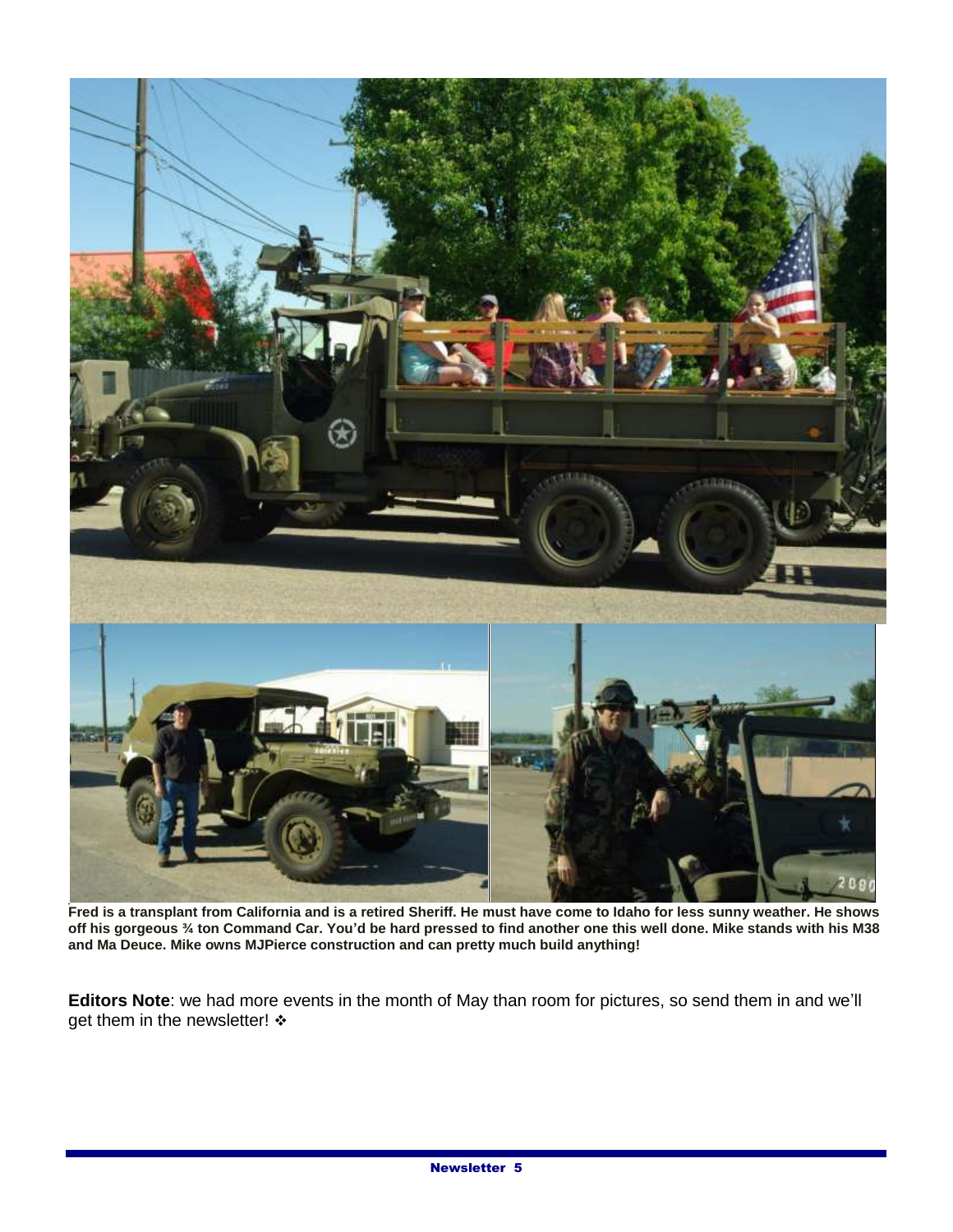**Fred is a transplant from California and is a retired Sheriff. He must have come to Idaho for less sunny weather. He shows off his gorgeous ¾ ton Command Car. You'd be hard pressed to find another one this well done. Mike stands with his M38 and Ma Deuce. Mike owns MJPierce construction and can pretty much build anything!**

**Editors Note**: we had more events in the month of May than room for pictures, so send them in and we'll get them in the newsletter! ❖